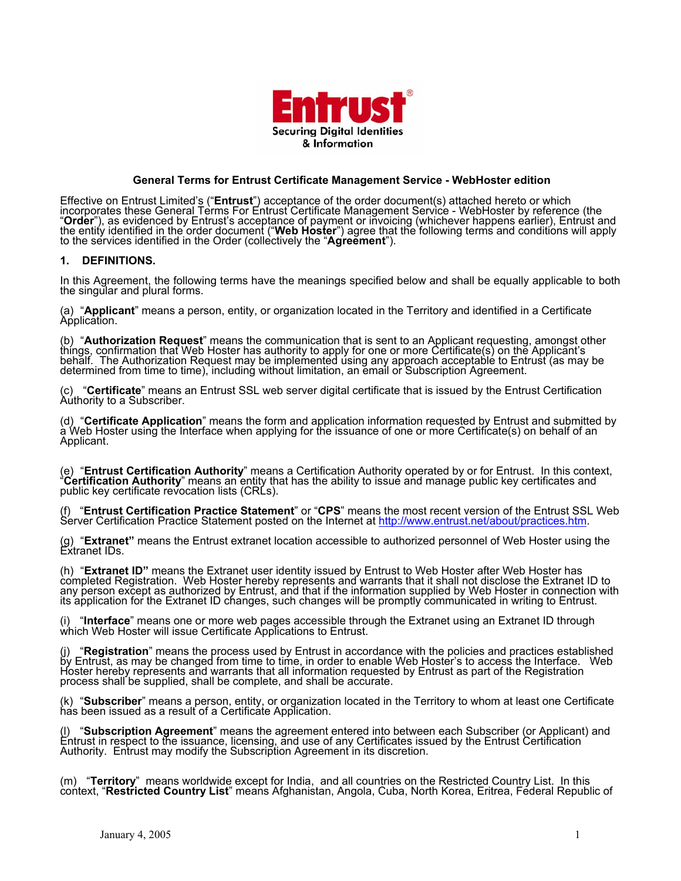## General Terms for Entrust Certificate Management Service - WebHoster edition

Effective on Entrust Limited's ("**Entrust**") acceptance of the order document(s) attached hereto or which incorporates these General Terms For Entrust Certificate Management Service - WebHoster by reference (the "**Order**"), as evidenced by Entrust's acceptance of payment or invoicing (whichever happens earlier), Entrust and the entity identified in the order document ("**Web Hoster**") agree that the following terms and conditions will apply to the services identified in the Order (collectively the "**Agreement**").

### 1. DEFINITIONS.

In this Agreement, the following terms have the meanings specified below and shall be equally applicable to both the singular and plural forms.

(a) "**Applicant**" means a person, entity, or organization located in the Territory and identified in a Certificate Application.

(b) "**Authorization Request**" means the communication that is sent to an Applicant requesting, amongst other things, confirmation that Web Hoster has authority to apply for one or more Certificate(s) on the Applicant's behalf. The Authorization Request may be implemented using any approach acceptable to Entrust (as may be determined from time to time), including without limitation, an email or Subscription Agreement.

(c) "**Certificate**" means an Entrust SSL web server digital certificate that is issued by the Entrust Certification Authority to a Subscriber.

(d) "**Certificate Application**" means the form and application information requested by Entrust and submitted by a Web Hoster using the Interface when applying for the issuance of one or more Certificate(s) on behalf of an Applicant.

(e) "**Entrust Certification Authority**" means a Certification Authority operated by or for Entrust. In this context, "**Certification Authority**" means an entity that has the ability to issue and manage public key certificates and public key certificate revocation lists (CRLs).

(f) "**Entrust Certification Practice Statement**" or "**CPS**" means the most recent version of the Entrust SSL Web Server Certification Practice Statement posted on the Internet at http://www.entrust.net/about/practices.htm.

(g) "**Extranet"** means the Entrust extranet location accessible to authorized personnel of Web Hoster using the Extranet IDs.

(h) "**Extranet ID"** means the Extranet user identity issued by Entrust to Web Hoster after Web Hoster has completed Registration. Web Hoster hereby represents and warrants that it shall not disclose the Extranet ID to any person except as authorized by Entrust, and that if the information supplied by Web Hoster in connection with its application for the Extranet ID changes, such changes will be promptly communicated in writing to Entrust.

(i) "**Interface**" means one or more web pages accessible through the Extranet using an Extranet ID through which Web Hoster will issue Certificate Applications to Entrust.

(j) "**Registration**" means the process used by Entrust in accordance with the policies and practices established by Entrust, as may be changed from time to time, in order to enable Web Hoster's to access the Interface. Web Hoster hereby represents and warrants that all information requested by Entrust as part of the Registration process shall be supplied, shall be complete, and shall be accurate.

(k) "**Subscriber**" means a person, entity, or organization located in the Territory to whom at least one Certificate has been issued as a result of a Certificate Application.

(l) "**Subscription Agreement**" means the agreement entered into between each Subscriber (or Applicant) and Entrust in respect to the issuance, licensing, and use of any Certificates issued by the Entrust Certification Authority. Entrust may modify the Subscription Agreement in its discretion.

(m) "**Territory**" means worldwide except for India, and all countries on the Restricted Country List. In this context, "**Restricted Country List**" means Afghanistan, Angola, Cuba, North Korea, Eritrea, Federal Republic of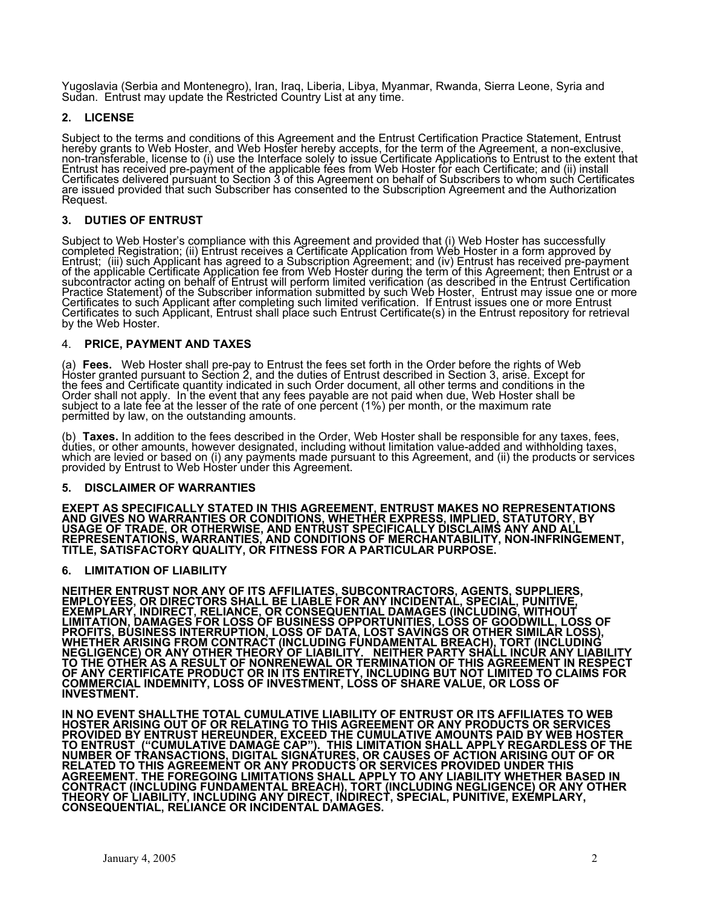Yugoslavia (Serbia and Montenegro), Iran, Iraq, Liberia, Libya, Myanmar, Rwanda, Sierra Leone, Syria and Sudan. Entrust may update the Restricted Country List at any time.

## 2. LICENSE

Subject to the terms and conditions of this Agreement and the Entrust Certification Practice Statement, Entrust hereby grants to Web Hoster, and Web Hoster hereby accepts, for the term of the Agreement, a non-exclusive, non-transferable, license to (i) use the Interface solely to issue Certificate Applications to Entrust to the extent that Entrust has received pre-payment of the applicable fees from Web Hoster for each Certificate; and (ii) install Certificates delivered pursuant to Section 3 of this Agreement on behalf of Subscribers to whom such Certificates are issued provided that such Subscriber has consented to the Subscription Agreement and the Authorization Request.

## 3. DUTIES OF ENTRUST

Subject to Web Hoster's compliance with this Agreement and provided that (i) Web Hoster has successfully completed Registration; (ii) Entrust receives a Certificate Application from Web Hoster in a form approved by Entrust; (iii) such Applicant has agreed to a Subscription Agreement; and (iv) Entrust has received pre-payment of the applicable Certificate Application fee from Web Hoster during the term of this Agreement; then Entrust or a subcontractor acting on behalf of Entrust will perform limited verification (as described in the Entrust Certification Practice Statement) of the Subscriber information submitted by such Web Hoster, Entrust may issue one or more Certificates to such Applicant after completing such limited verification. If Entrust issues one or more Entrust Certificates to such Applicant, Entrust shall place such Entrust Certificate(s) in the Entrust repository for retrieval by the Web Hoster.

## 4. PRICE, PAYMENT AND TAXES

(a) **Fees.** Web Hoster shall pre-pay to Entrust the fees set forth in the Order before the rights of Web Hoster granted pursuant to Section 2, and the duties of Entrust described in Section 3, arise. Except for the fees and Certificate quantity indicated in such Order document, all other terms and conditions in the Order shall not apply. In the event that any fees payable are not paid when due, Web Hoster shall be subject to a late fee at the lesser of the rate of one percent (1%) per month, or the maximum rate permitted by law, on the outstanding amounts.

(b) **Taxes.** In addition to the fees described in the Order, Web Hoster shall be responsible for any taxes, fees, duties, or other amounts, however designated, including without limitation value-added and withholding taxes, which are levied or based on (i) any payments made pursuant to this Agreement, and (ii) the products or services provided by Entrust to Web Hoster under this Agreement.

## 5. DISCLAIMER OF WARRANTIES

**EXEPT AS SPECIFICALLY STATED IN THIS AGREEMENT, ENTRUST MAKES NO REPRESENTATIONS AND GIVES NO WARRANTIES OR CONDITIONS, WHETHER EXPRESS, IMPLIED, STATUTORY, BY USAGE OF TRADE, OR OTHERWISE, AND ENTRUST SPECIFICALLY DISCLAIMS ANY AND ALL REPRESENTATIONS, WARRANTIES, AND CONDITIONS OF MERCHANTABILITY, NON-INFRINGEMENT, TITLE, SATISFACTORY QUALITY, OR FITNESS FOR A PARTICULAR PURPOSE.**

## 6. LIMITATION OF LIABILITY

**NEITHER ENTRUST NOR ANY OF ITS AFFILIATES, SUBCONTRACTORS, AGENTS, SUPPLIERS, EMPLOYEES, OR DIRECTORS SHALL BE LIABLE FOR ANY INCIDENTAL, SPECIAL, PUNITIVE, EXEMPLARY, INDIRECT, RELIANCE, OR CONSEQUENTIAL DAMAGES (INCLUDING, WITHOUT LIMITATION, DAMAGES FOR LOSS OF BUSINESS OPPORTUNITIES, LOSS OF GOODWILL, LOSS OF PROFITS, BUSINESS INTERRUPTION, LOSS OF DATA, LOST SAVINGS OR OTHER SIMILAR LOSS), WHETHER ARISING FROM CONTRACT (INCLUDING FUNDAMENTAL BREACH), TORT (INCLUDING NEGLIGENCE) OR ANY OTHER THEORY OF LIABILITY. NEITHER PARTY SHALL INCUR ANY LIABILITY TO THE OTHER AS A RESULT OF NONRENEWAL OR TERMINATION OF THIS AGREEMENT IN RESPECT OF ANY CERTIFICATE PRODUCT OR IN ITS ENTIRETY, INCLUDING BUT NOT LIMITED TO CLAIMS FOR COMMERCIAL INDEMNITY, LOSS OF INVESTMENT, LOSS OF SHARE VALUE, OR LOSS OF INVESTMENT.**

**IN NO EVENT SHALLTHE TOTAL CUMULATIVE LIABILITY OF ENTRUST OR ITS AFFILIATES TO WEB HOSTER ARISING OUT OF OR RELATING TO THIS AGREEMENT OR ANY PRODUCTS OR SERVICES PROVIDED BY ENTRUST HEREUNDER, EXCEED THE CUMULATIVE AMOUNTS PAID BY WEB HOSTER TO ENTRUST ("CUMULATIVE DAMAGE CAP"). THIS LIMITATION SHALL APPLY REGARDLESS OF THE NUMBER OF TRANSACTIONS, DIGITAL SIGNATURES, OR CAUSES OF ACTION ARISING OUT OF OR RELATED TO THIS AGREEMENT OR ANY PRODUCTS OR SERVICES PROVIDED UNDER THIS AGREEMENT. THE FOREGOING LIMITATIONS SHALL APPLY TO ANY LIABILITY WHETHER BASED IN CONTRACT (INCLUDING FUNDAMENTAL BREACH), TORT (INCLUDING NEGLIGENCE) OR ANY OTHER THEORY OF LIABILITY, INCLUDING ANY DIRECT, INDIRECT, SPECIAL, PUNITIVE, EXEMPLARY, CONSEQUENTIAL, RELIANCE OR INCIDENTAL DAMAGES.**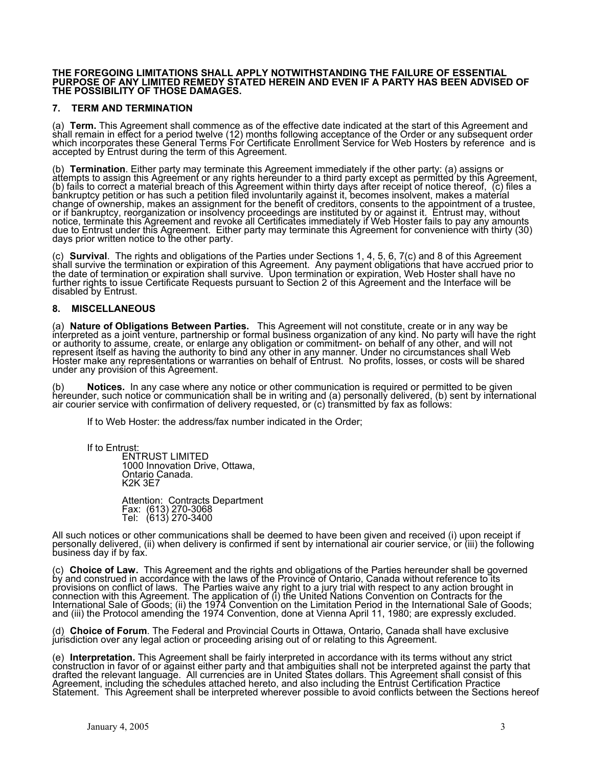**THE FOREGOING LIMITATIONS SHALL APPLY NOTWITHSTANDING THE FAILURE OF ESSENTIAL PURPOSE OF ANY LIMITED REMEDY STATED HEREIN AND EVEN IF A PARTY HAS BEEN ADVISED OF THE POSSIBILITY OF THOSE DAMAGES.**

## 7. TERM AND TERMINATION

(a) **Term.** This Agreement shall commence as of the effective date indicated at the start of this Agreement and shall remain in effect for a period twelve (12) months following acceptance of the Order or any subsequent order which incorporates these General Terms For Certificate Enrollment Service for Web Hosters by reference and is accepted by Entrust during the term of this Agreement.

(b) **Termination**. Either party may terminate this Agreement immediately if the other party: (a) assigns or attempts to assign this Agreement or any rights hereunder to a third party except as permitted by this Agreement, (b) fails to correct a material breach of this Agreement within thirty days after receipt of notice thereof, (c) files a bankruptcy petition or has such a petition filed involuntarily against it, becomes insolvent, makes a material change of ownership, makes an assignment for the benefit of creditors, consents to the appointment of a trustee, or if bankruptcy, reorganization or insolvency proceedings are instituted by or against it. Entrust may, without notice, terminate this Agreement and revoke all Certificates immediately if Web Hoster fails to pay any amounts due to Entrust under this Agreement. Either party may terminate this Agreement for convenience with thirty (30) days prior written notice to the other party.

(c) **Survival**. The rights and obligations of the Parties under Sections 1, 4, 5, 6, 7(c) and 8 of this Agreement shall survive the termination or expiration of this Agreement. Any payment obligations that have accrued prior to the date of termination or expiration shall survive. Upon termination or expiration, Web Hoster shall have no further rights to issue Certificate Requests pursuant to Section 2 of this Agreement and the Interface will be disabled by Entrust.

## 8. MISCELLANEOUS

(a) **Nature of Obligations Between Parties.** This Agreement will not constitute, create or in any way be interpreted as a joint venture, partnership or formal business organization of any kind. No party will have the right or authority to assume, create, or enlarge any obligation or commitment- on behalf of any other, and will not represent itself as having the authority to bind any other in any manner. Under no circumstances shall Web Hoster make any representations or warranties on behalf of Entrust. No profits, losses, or costs will be shared under any provision of this Agreement.

(b) **Notices.** In any case where any notice or other communication is required or permitted to be given hereunder, such notice or communication shall be in writing and (a) personally delivered, (b) sent by international air courier service with confirmation of delivery requested, or (c) transmitted by fax as follows:

If to Web Hoster: the address/fax number indicated in the Order;

If to Entrust:
ENTRUST LIMITED
1000 Innovation Drive, Ottawa,
Ontario Canada.
K2K 3E7

Attention: Contracts Department
Fax: (613) 270-3068
Tel: (613) 270-3400

All such notices or other communications shall be deemed to have been given and received (i) upon receipt if personally delivered, (ii) when delivery is confirmed if sent by international air courier service, or (iii) the following business day if by fax.

(c) **Choice of Law.** This Agreement and the rights and obligations of the Parties hereunder shall be governed by and construed in accordance with the laws of the Province of Ontario, Canada without reference to its provisions on conflict of laws. The Parties waive any right to a jury trial with respect to any action brought in connection with this Agreement. The application of (i) the United Nations Convention on Contracts for the International Sale of Goods; (ii) the 1974 Convention on the Limitation Period in the International Sale of Goods; and (iii) the Protocol amending the 1974 Convention, done at Vienna April 11, 1980; are expressly excluded.

(d) **Choice of Forum**. The Federal and Provincial Courts in Ottawa, Ontario, Canada shall have exclusive jurisdiction over any legal action or proceeding arising out of or relating to this Agreement.

(e) **Interpretation.** This Agreement shall be fairly interpreted in accordance with its terms without any strict construction in favor of or against either party and that ambiguities shall not be interpreted against the party that drafted the relevant language. All currencies are in United States dollars. This Agreement shall consist of this Agreement, including the schedules attached hereto, and also including the Entrust Certification Practice Statement. This Agreement shall be interpreted wherever possible to avoid conflicts between the Sections hereof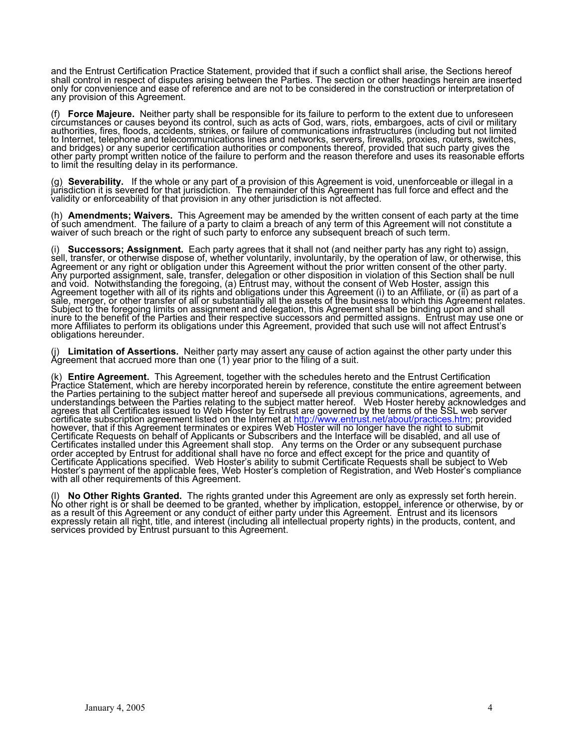and the Entrust Certification Practice Statement, provided that if such a conflict shall arise, the Sections hereof shall control in respect of disputes arising between the Parties. The section or other headings herein are inserted only for convenience and ease of reference and are not to be considered in the construction or interpretation of any provision of this Agreement.

(f) **Force Majeure.** Neither party shall be responsible for its failure to perform to the extent due to unforeseen circumstances or causes beyond its control, such as acts of God, wars, riots, embargoes, acts of civil or military authorities, fires, floods, accidents, strikes, or failure of communications infrastructures (including but not limited to Internet, telephone and telecommunications lines and networks, servers, firewalls, proxies, routers, switches, and bridges) or any superior certification authorities or components thereof, provided that such party gives the other party prompt written notice of the failure to perform and the reason therefore and uses its reasonable efforts to limit the resulting delay in its performance.

(g) **Severability.** If the whole or any part of a provision of this Agreement is void, unenforceable or illegal in a jurisdiction it is severed for that jurisdiction. The remainder of this Agreement has full force and effect and the validity or enforceability of that provision in any other jurisdiction is not affected.

(h) **Amendments; Waivers.** This Agreement may be amended by the written consent of each party at the time of such amendment. The failure of a party to claim a breach of any term of this Agreement will not constitute a waiver of such breach or the right of such party to enforce any subsequent breach of such term.

(i) **Successors; Assignment.** Each party agrees that it shall not (and neither party has any right to) assign, sell, transfer, or otherwise dispose of, whether voluntarily, involuntarily, by the operation of law, or otherwise, this Agreement or any right or obligation under this Agreement without the prior written consent of the other party. Any purported assignment, sale, transfer, delegation or other disposition in violation of this Section shall be null and void. Notwithstanding the foregoing, (a) Entrust may, without the consent of Web Hoster, assign this Agreement together with all of its rights and obligations under this Agreement (i) to an Affiliate, or (ii) as part of a sale, merger, or other transfer of all or substantially all the assets of the business to which this Agreement relates. Subject to the foregoing limits on assignment and delegation, this Agreement shall be binding upon and shall inure to the benefit of the Parties and their respective successors and permitted assigns. Entrust may use one or more Affiliates to perform its obligations under this Agreement, provided that such use will not affect Entrust's obligations hereunder.

(j) **Limitation of Assertions.** Neither party may assert any cause of action against the other party under this Agreement that accrued more than one (1) year prior to the filing of a suit.

(k) **Entire Agreement.** This Agreement, together with the schedules hereto and the Entrust Certification Practice Statement, which are hereby incorporated herein by reference, constitute the entire agreement between the Parties pertaining to the subject matter hereof and supersede all previous communications, agreements, and understandings between the Parties relating to the subject matter hereof. Web Hoster hereby acknowledges and agrees that all Certificates issued to Web Hoster by Entrust are governed by the terms of the SSL web server certificate subscription agreement listed on the Internet at http://www.entrust.net/about/practices.htm; provided however, that if this Agreement terminates or expires Web Hoster will no longer have the right to submit Certificate Requests on behalf of Applicants or Subscribers and the Interface will be disabled, and all use of Certificates installed under this Agreement shall stop. Any terms on the Order or any subsequent purchase order accepted by Entrust for additional shall have no force and effect except for the price and quantity of Certificate Applications specified. Web Hoster's ability to submit Certificate Requests shall be subject to Web Hoster's payment of the applicable fees, Web Hoster's completion of Registration, and Web Hoster's compliance with all other requirements of this Agreement.

(l) **No Other Rights Granted.** The rights granted under this Agreement are only as expressly set forth herein. No other right is or shall be deemed to be granted, whether by implication, estoppel, inference or otherwise, by or as a result of this Agreement or any conduct of either party under this Agreement. Entrust and its licensors expressly retain all right, title, and interest (including all intellectual property rights) in the products, content, and services provided by Entrust pursuant to this Agreement.

January 4, 2005